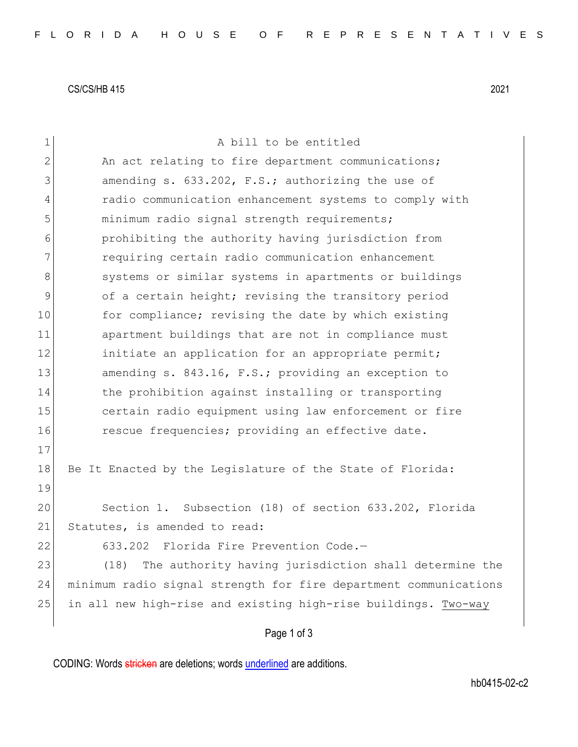CS/CS/HB 415 2021

A bill to be entitled

An act relating to fire department communications; amending s. 633.202, F.S.; authorizing the use of radio communication enhancement systems to comply with minimum radio signal strength requirements; prohibiting the authority having jurisdiction from requiring certain radio communication enhancement systems or similar systems in apartments or buildings of a certain height; revising the transitory period for compliance; revising the date by which existing apartment buildings that are not in compliance must initiate an application for an appropriate permit; amending s. 843.16, F.S.; providing an exception to the prohibition against installing or transporting certain radio equipment using law enforcement or fire rescue frequencies; providing an effective date.

Be It Enacted by the Legislature of the State of Florida:

Section 1. Subsection (18) of section 633.202, Florida Statutes, is amended to read:

633.202 Florida Fire Prevention Code.—

(18) The authority having jurisdiction shall determine the minimum radio signal strength for fire department communications in all new high-rise and existing high-rise buildings. Two-way

CODING: Words stricken are deletions; words underlined are additions.

hb0415-02-c2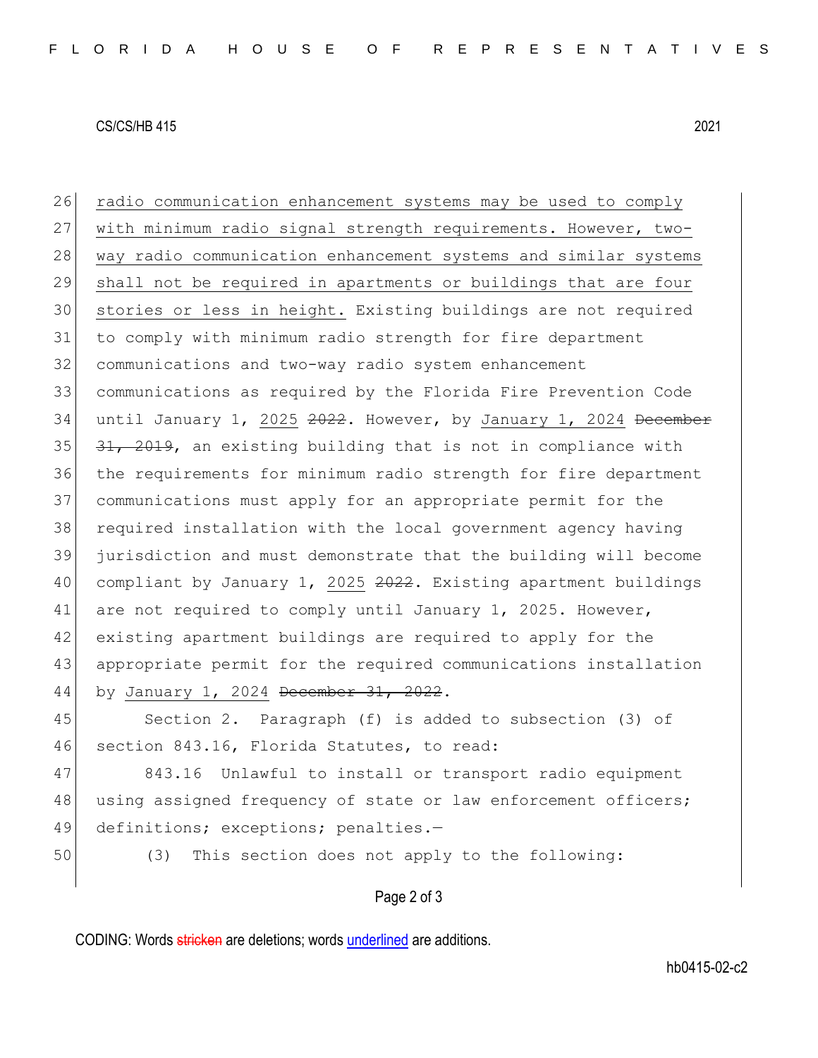radio communication enhancement systems may be used to comply with minimum radio signal strength requirements. However, two-way radio communication enhancement systems and similar systems shall not be required in apartments or buildings that are four stories or less in height. Existing buildings are not required to comply with minimum radio strength for fire department communications and two-way radio system enhancement communications as required by the Florida Fire Prevention Code until January 1, 2025 ~~2022~~. However, by January 1, 2024 ~~December 31, 2019~~, an existing building that is not in compliance with the requirements for minimum radio strength for fire department communications must apply for an appropriate permit for the required installation with the local government agency having jurisdiction and must demonstrate that the building will become compliant by January 1, 2025 ~~2022~~. Existing apartment buildings are not required to comply until January 1, 2025. However, existing apartment buildings are required to apply for the appropriate permit for the required communications installation by January 1, 2024 ~~December 31, 2022~~.

Section 2. Paragraph (f) is added to subsection (3) of section 843.16, Florida Statutes, to read:

843.16 Unlawful to install or transport radio equipment using assigned frequency of state or law enforcement officers; definitions; exceptions; penalties.—

(3) This section does not apply to the following: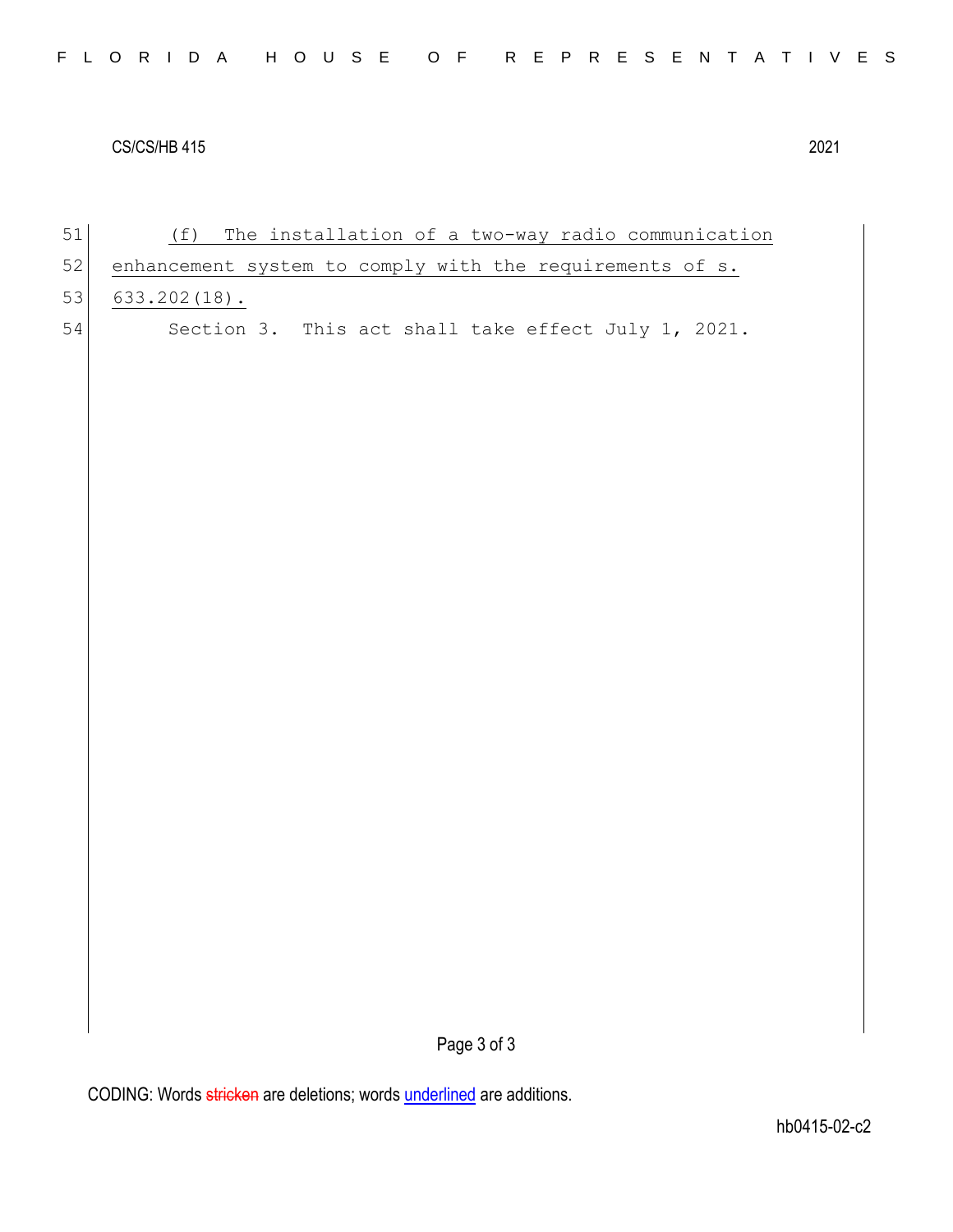51 (f) The installation of a two-way radio communication
52 enhancement system to comply with the requirements of s.
53 633.202(18).
54 Section 3. This act shall take effect July 1, 2021.